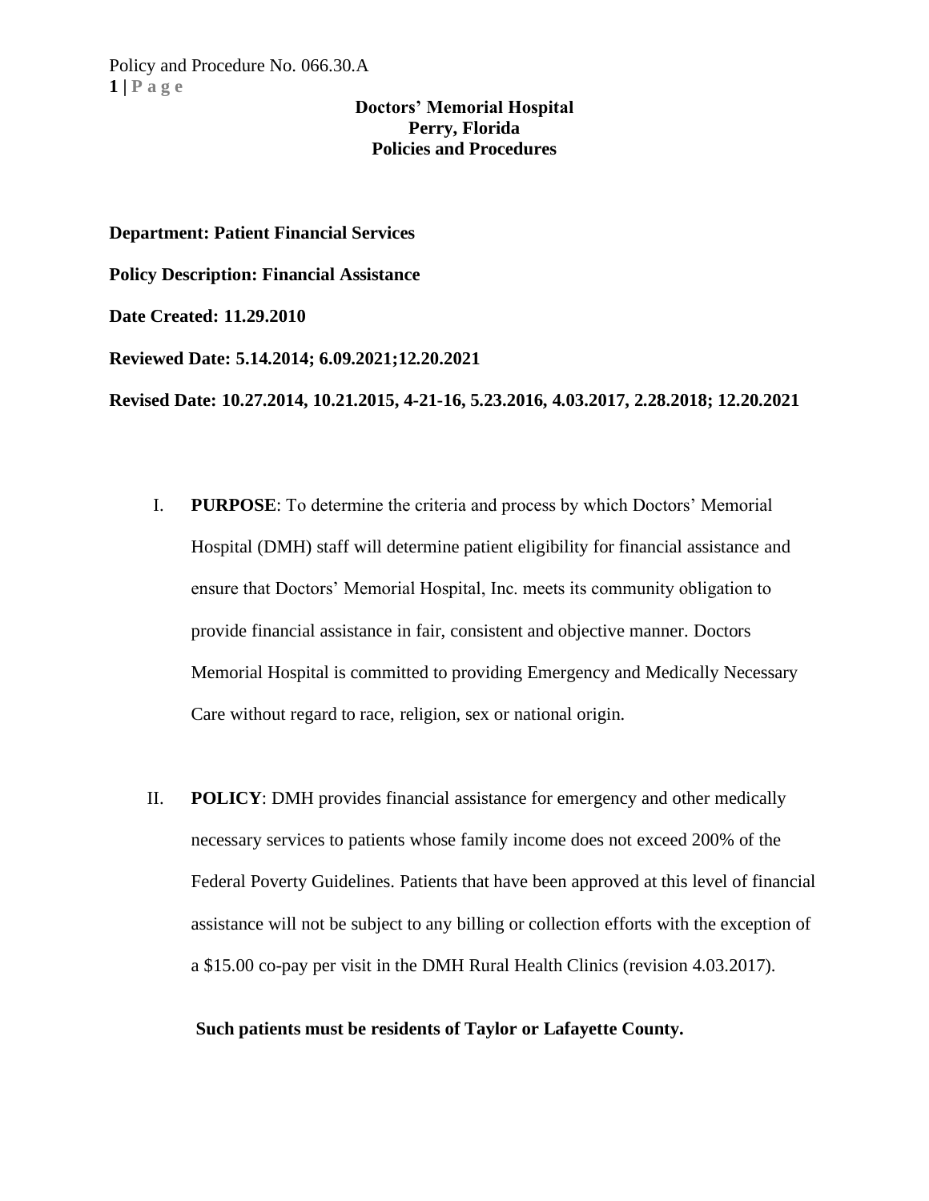**Doctors' Memorial Hospital**
**Perry, Florida**
**Policies and Procedures**

**Department: Patient Financial Services**

**Policy Description: Financial Assistance**

**Date Created: 11.29.2010**

**Reviewed Date: 5.14.2014; 6.09.2021;12.20.2021**

**Revised Date: 10.27.2014, 10.21.2015, 4-21-16, 5.23.2016, 4.03.2017, 2.28.2018; 12.20.2021**

I. **PURPOSE**: To determine the criteria and process by which Doctors' Memorial Hospital (DMH) staff will determine patient eligibility for financial assistance and ensure that Doctors' Memorial Hospital, Inc. meets its community obligation to provide financial assistance in fair, consistent and objective manner. Doctors Memorial Hospital is committed to providing Emergency and Medically Necessary Care without regard to race, religion, sex or national origin.

II. **POLICY**: DMH provides financial assistance for emergency and other medically necessary services to patients whose family income does not exceed 200% of the Federal Poverty Guidelines. Patients that have been approved at this level of financial assistance will not be subject to any billing or collection efforts with the exception of a $15.00 co-pay per visit in the DMH Rural Health Clinics (revision 4.03.2017).

**Such patients must be residents of Taylor or Lafayette County.**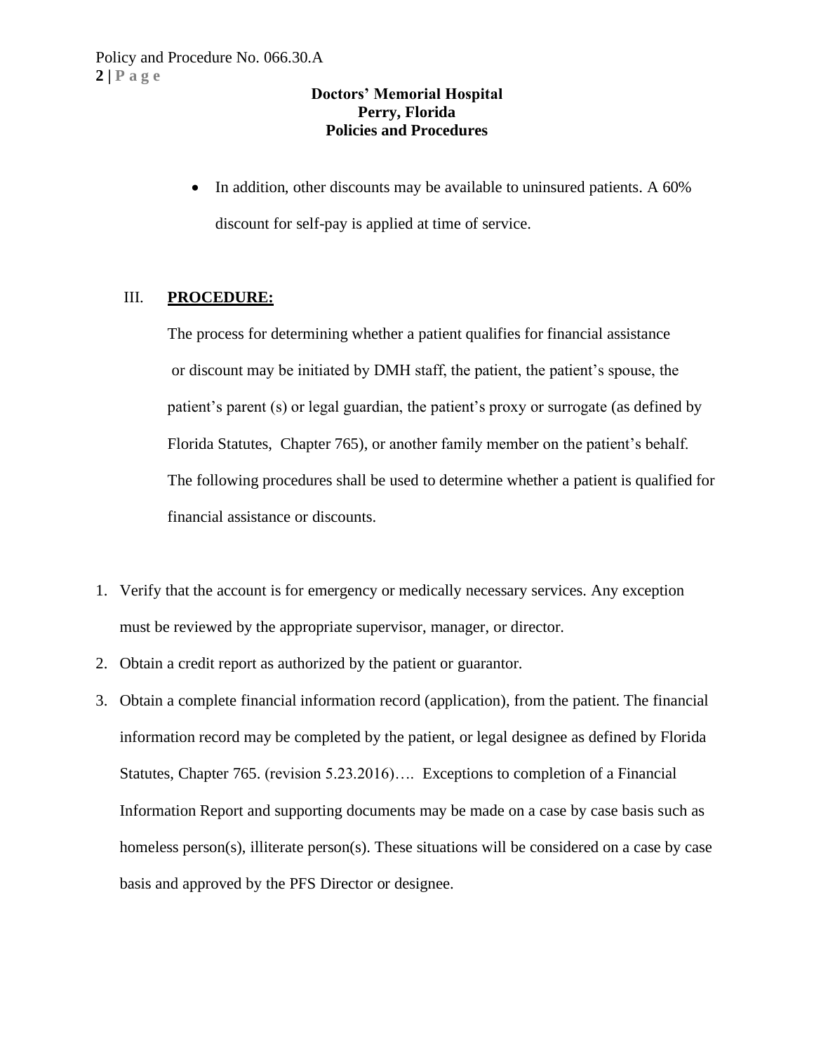- In addition, other discounts may be available to uninsured patients. A 60% discount for self-pay is applied at time of service.

III. **PROCEDURE:**

The process for determining whether a patient qualifies for financial assistance or discount may be initiated by DMH staff, the patient, the patient's spouse, the patient's parent (s) or legal guardian, the patient's proxy or surrogate (as defined by Florida Statutes, Chapter 765), or another family member on the patient's behalf. The following procedures shall be used to determine whether a patient is qualified for financial assistance or discounts.

1. Verify that the account is for emergency or medically necessary services. Any exception must be reviewed by the appropriate supervisor, manager, or director.
2. Obtain a credit report as authorized by the patient or guarantor.
3. Obtain a complete financial information record (application), from the patient. The financial information record may be completed by the patient, or legal designee as defined by Florida Statutes, Chapter 765. (revision 5.23.2016)…. Exceptions to completion of a Financial Information Report and supporting documents may be made on a case by case basis such as homeless person(s), illiterate person(s). These situations will be considered on a case by case basis and approved by the PFS Director or designee.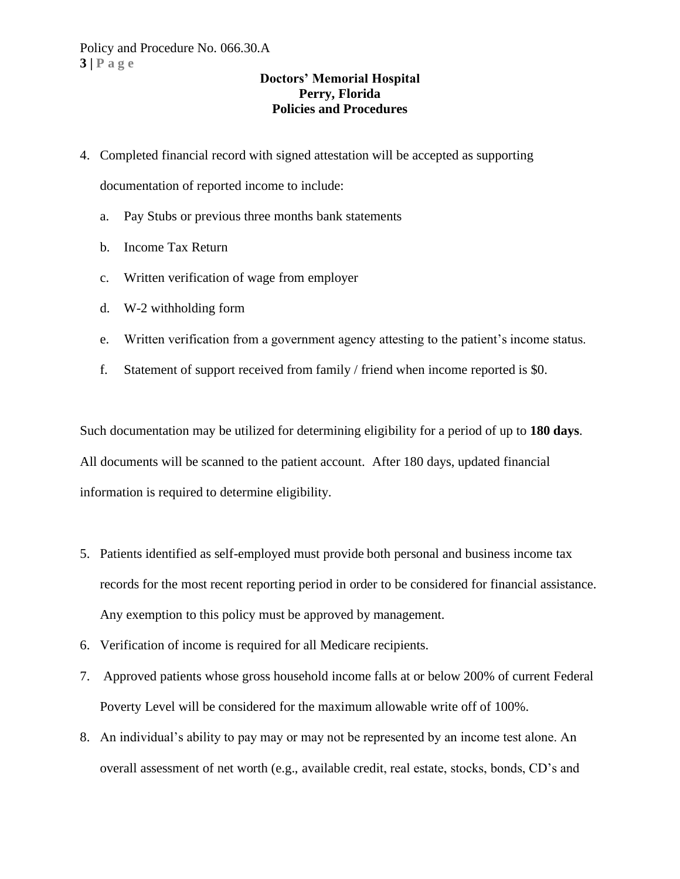4. Completed financial record with signed attestation will be accepted as supporting documentation of reported income to include:
   a. Pay Stubs or previous three months bank statements
   b. Income Tax Return
   c. Written verification of wage from employer
   d. W-2 withholding form
   e. Written verification from a government agency attesting to the patient's income status.
   f. Statement of support received from family / friend when income reported is $0.

Such documentation may be utilized for determining eligibility for a period of up to **180 days**. All documents will be scanned to the patient account. After 180 days, updated financial information is required to determine eligibility.

5. Patients identified as self-employed must provide both personal and business income tax records for the most recent reporting period in order to be considered for financial assistance. Any exemption to this policy must be approved by management.
6. Verification of income is required for all Medicare recipients.
7. Approved patients whose gross household income falls at or below 200% of current Federal Poverty Level will be considered for the maximum allowable write off of 100%.
8. An individual's ability to pay may or may not be represented by an income test alone. An overall assessment of net worth (e.g., available credit, real estate, stocks, bonds, CD's and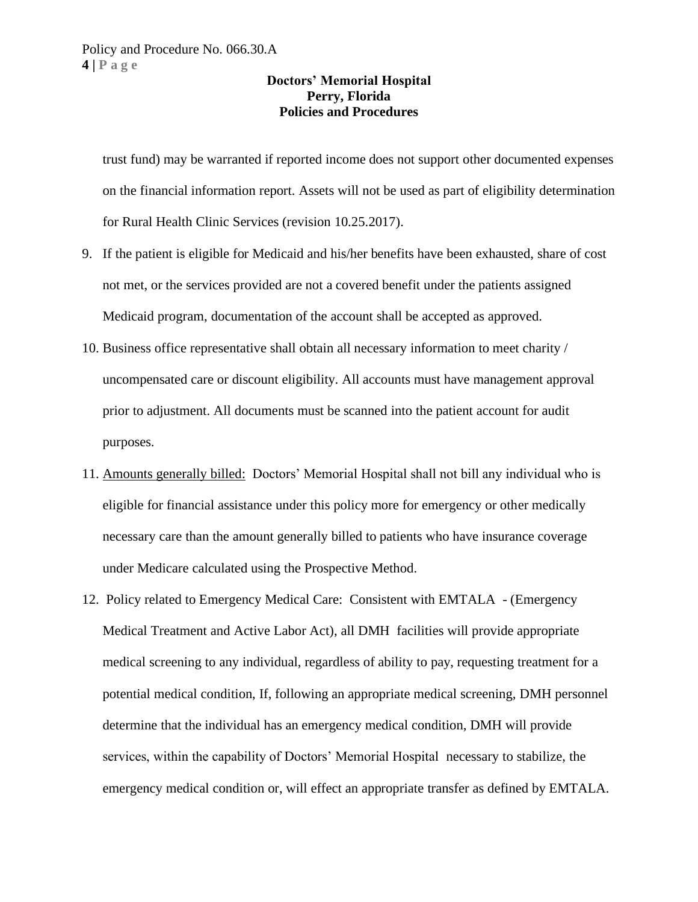trust fund) may be warranted if reported income does not support other documented expenses on the financial information report. Assets will not be used as part of eligibility determination for Rural Health Clinic Services (revision 10.25.2017).

9. If the patient is eligible for Medicaid and his/her benefits have been exhausted, share of cost not met, or the services provided are not a covered benefit under the patients assigned Medicaid program, documentation of the account shall be accepted as approved.
10. Business office representative shall obtain all necessary information to meet charity / uncompensated care or discount eligibility. All accounts must have management approval prior to adjustment. All documents must be scanned into the patient account for audit purposes.
11. <u>Amounts generally billed:</u> Doctors' Memorial Hospital shall not bill any individual who is eligible for financial assistance under this policy more for emergency or other medically necessary care than the amount generally billed to patients who have insurance coverage under Medicare calculated using the Prospective Method.
12. Policy related to Emergency Medical Care: Consistent with EMTALA - (Emergency Medical Treatment and Active Labor Act), all DMH facilities will provide appropriate medical screening to any individual, regardless of ability to pay, requesting treatment for a potential medical condition, If, following an appropriate medical screening, DMH personnel determine that the individual has an emergency medical condition, DMH will provide services, within the capability of Doctors' Memorial Hospital necessary to stabilize, the emergency medical condition or, will effect an appropriate transfer as defined by EMTALA.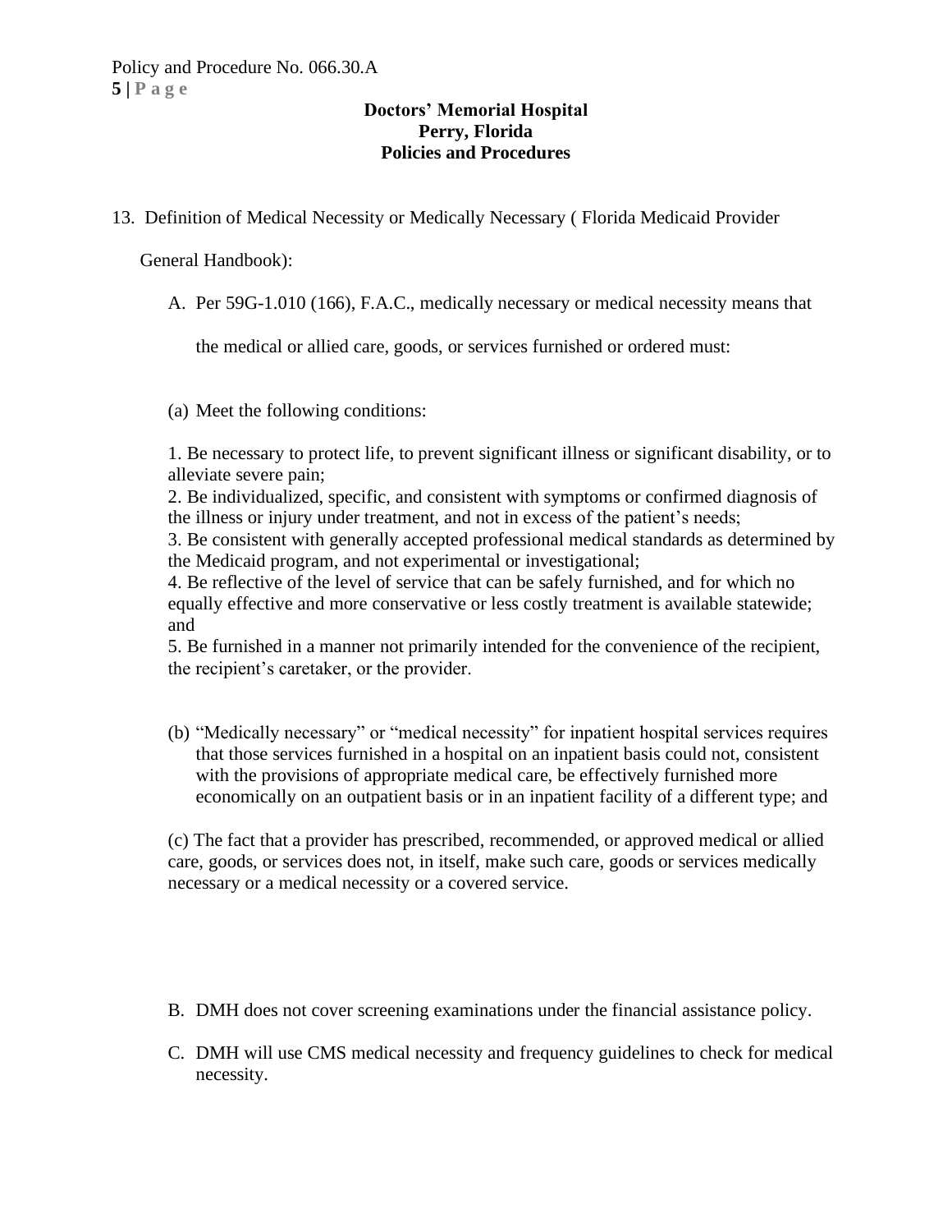13. Definition of Medical Necessity or Medically Necessary ( Florida Medicaid Provider General Handbook):

   A. Per 59G-1.010 (166), F.A.C., medically necessary or medical necessity means that the medical or allied care, goods, or services furnished or ordered must:

   (a) Meet the following conditions:

   1. Be necessary to protect life, to prevent significant illness or significant disability, or to alleviate severe pain;
   2. Be individualized, specific, and consistent with symptoms or confirmed diagnosis of the illness or injury under treatment, and not in excess of the patient's needs;
   3. Be consistent with generally accepted professional medical standards as determined by the Medicaid program, and not experimental or investigational;
   4. Be reflective of the level of service that can be safely furnished, and for which no equally effective and more conservative or less costly treatment is available statewide; and
   5. Be furnished in a manner not primarily intended for the convenience of the recipient, the recipient's caretaker, or the provider.

   (b) "Medically necessary" or "medical necessity" for inpatient hospital services requires that those services furnished in a hospital on an inpatient basis could not, consistent with the provisions of appropriate medical care, be effectively furnished more economically on an outpatient basis or in an inpatient facility of a different type; and

   (c) The fact that a provider has prescribed, recommended, or approved medical or allied care, goods, or services does not, in itself, make such care, goods or services medically necessary or a medical necessity or a covered service.

   B. DMH does not cover screening examinations under the financial assistance policy.

   C. DMH will use CMS medical necessity and frequency guidelines to check for medical necessity.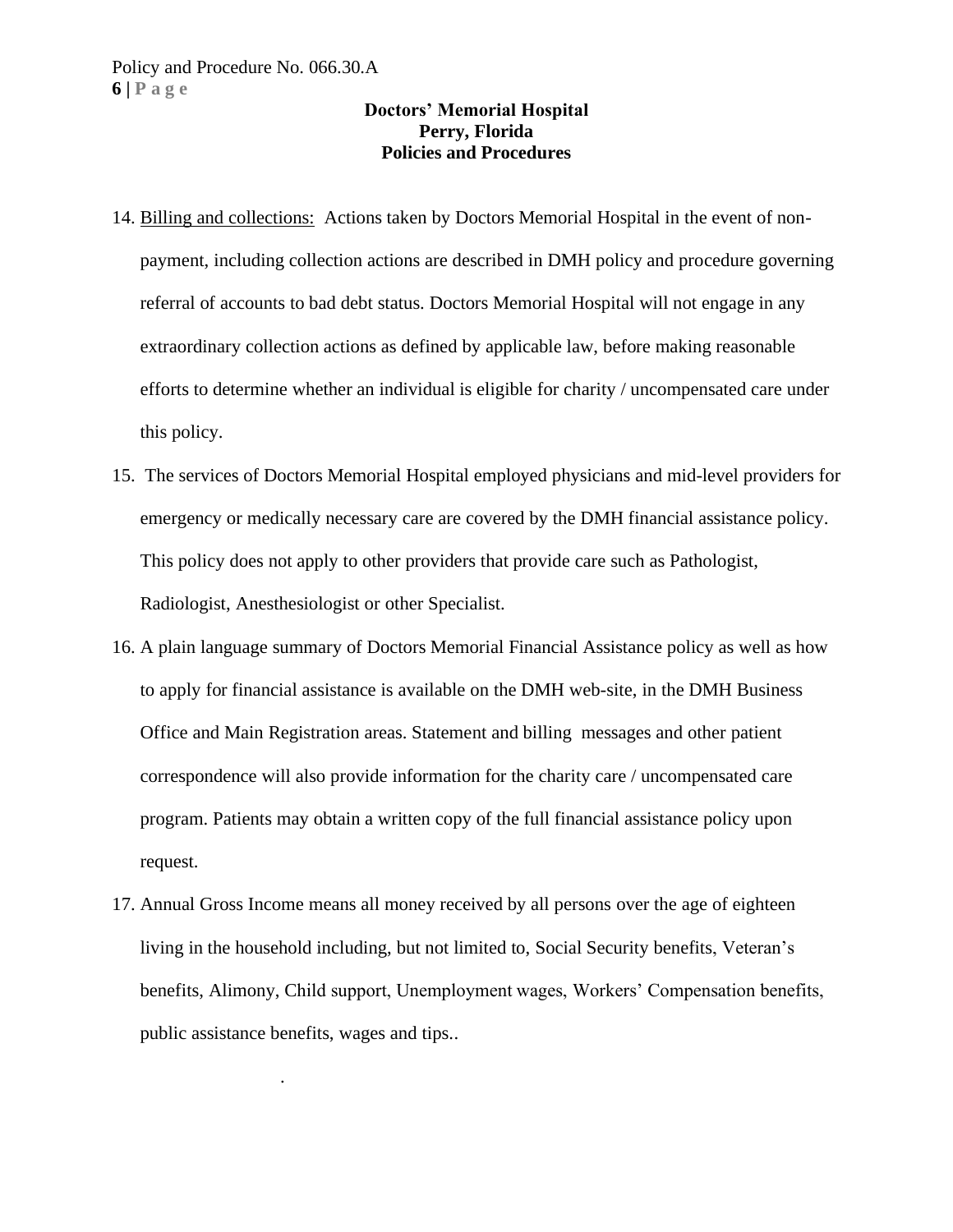14. Billing and collections: Actions taken by Doctors Memorial Hospital in the event of non-payment, including collection actions are described in DMH policy and procedure governing referral of accounts to bad debt status. Doctors Memorial Hospital will not engage in any extraordinary collection actions as defined by applicable law, before making reasonable efforts to determine whether an individual is eligible for charity / uncompensated care under this policy.
15. The services of Doctors Memorial Hospital employed physicians and mid-level providers for emergency or medically necessary care are covered by the DMH financial assistance policy. This policy does not apply to other providers that provide care such as Pathologist, Radiologist, Anesthesiologist or other Specialist.
16. A plain language summary of Doctors Memorial Financial Assistance policy as well as how to apply for financial assistance is available on the DMH web-site, in the DMH Business Office and Main Registration areas. Statement and billing messages and other patient correspondence will also provide information for the charity care / uncompensated care program. Patients may obtain a written copy of the full financial assistance policy upon request.
17. Annual Gross Income means all money received by all persons over the age of eighteen living in the household including, but not limited to, Social Security benefits, Veteran's benefits, Alimony, Child support, Unemployment wages, Workers' Compensation benefits, public assistance benefits, wages and tips..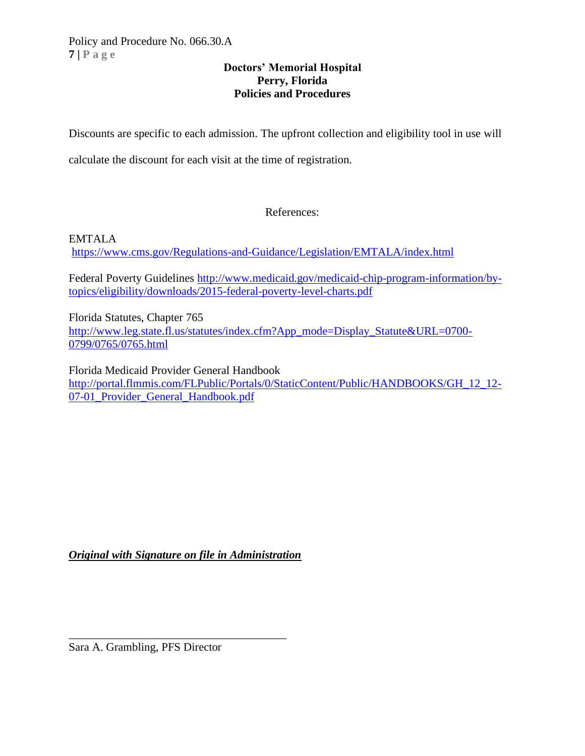Discounts are specific to each admission. The upfront collection and eligibility tool in use will calculate the discount for each visit at the time of registration.

References:

EMTALA
https://www.cms.gov/Regulations-and-Guidance/Legislation/EMTALA/index.html

Federal Poverty Guidelines http://www.medicaid.gov/medicaid-chip-program-information/by-topics/eligibility/downloads/2015-federal-poverty-level-charts.pdf

Florida Statutes, Chapter 765
http://www.leg.state.fl.us/statutes/index.cfm?App_mode=Display_Statute&URL=0700-0799/0765/0765.html

Florida Medicaid Provider General Handbook
http://portal.flmmis.com/FLPublic/Portals/0/StaticContent/Public/HANDBOOKS/GH_12_12-07-01_Provider_General_Handbook.pdf

***Original with Signature on file in Administration***

_______________________________________

Sara A. Grambling, PFS Director